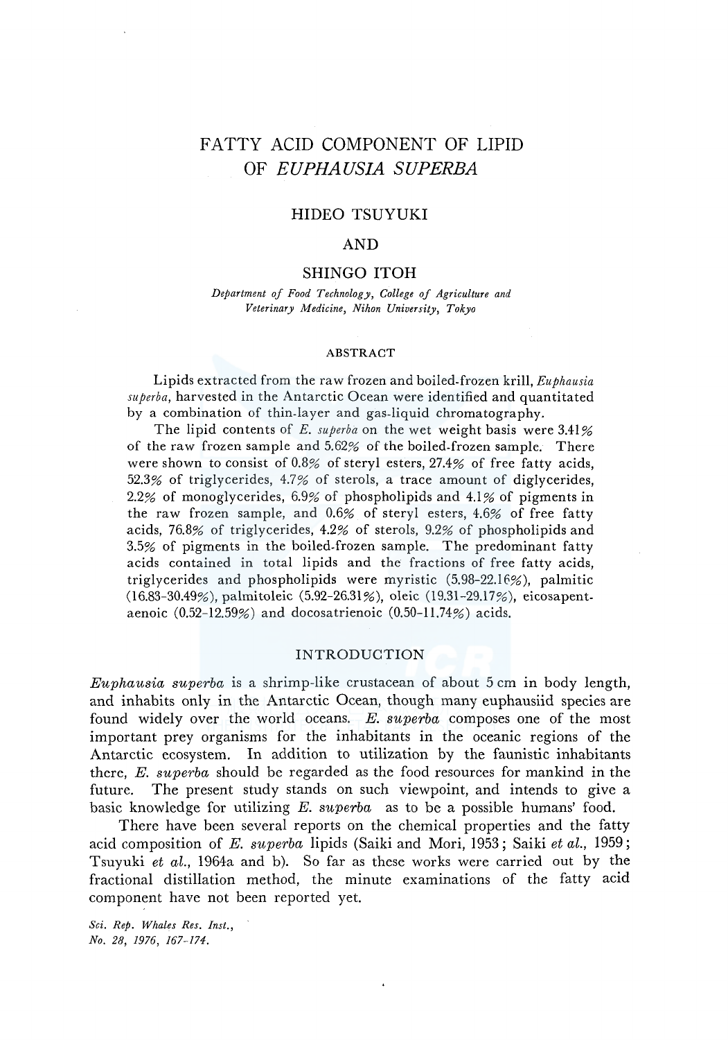# FATTY ACID COMPONENT OF LIPID OF *EUPHAUSIA SUPERBA*

HIDEO TSUYUKI

AND

SHINGO ITOH

*Department of Food Technology, College of Agriculture and Veterinary Medicine, Nihon University, Tokyo*

## ABSTRACT

Lipids extracted from the raw frozen and boiled-frozen krill, *Euphausia superba*, harvested in the Antarctic Ocean were identified and quantitated by a combination of thin-layer and gas-liquid chromatography.

The lipid contents of *E. superba* on the wet weight basis were 3.41% of the raw frozen sample and 5.62% of the boiled-frozen sample. There were shown to consist of 0.8% of steryl esters, 27.4% of free fatty acids, 52.3% of triglycerides, 4.7% of sterols, a trace amount of diglycerides, 2.2% of monoglycerides, 6.9% of phospholipids and 4.1% of pigments in the raw frozen sample, and 0.6% of steryl esters, 4.6% of free fatty acids, 76.8% of triglycerides, 4.2% of sterols, 9.2% of phospholipids and 3.5% of pigments in the boiled-frozen sample. The predominant fatty acids contained in total lipids and the fractions of free fatty acids, triglycerides and phospholipids were myristic (5.98-22.16%), palmitic (16.83-30.49%), palmitoleic (5.92-26.31%), oleic (19.31-29.17%), eicosapentaenoic (0.52-12.59%) and docosatrienoic (0.50-11.74%) acids.

## INTRODUCTION

*Euphausia superba* is a shrimp-like crustacean of about 5 cm in body length, and inhabits only in the Antarctic Ocean, though many euphausiid species are found widely over the world oceans. *E. superba* composes one of the most important prey organisms for the inhabitants in the oceanic regions of the Antarctic ecosystem. In addition to utilization by the faunistic inhabitants there, *E. superba* should be regarded as the food resources for mankind in the future. The present study stands on such viewpoint, and intends to give a basic knowledge for utilizing *E. superba* as to be a possible humans' food.

There have been several reports on the chemical properties and the fatty acid composition of *E. superba* lipids (Saiki and Mori, 1953; Saiki *et al.*, 1959; Tsuyuki *et al.*, 1964a and b). So far as these works were carried out by the fractional distillation method, the minute examinations of the fatty acid component have not been reported yet.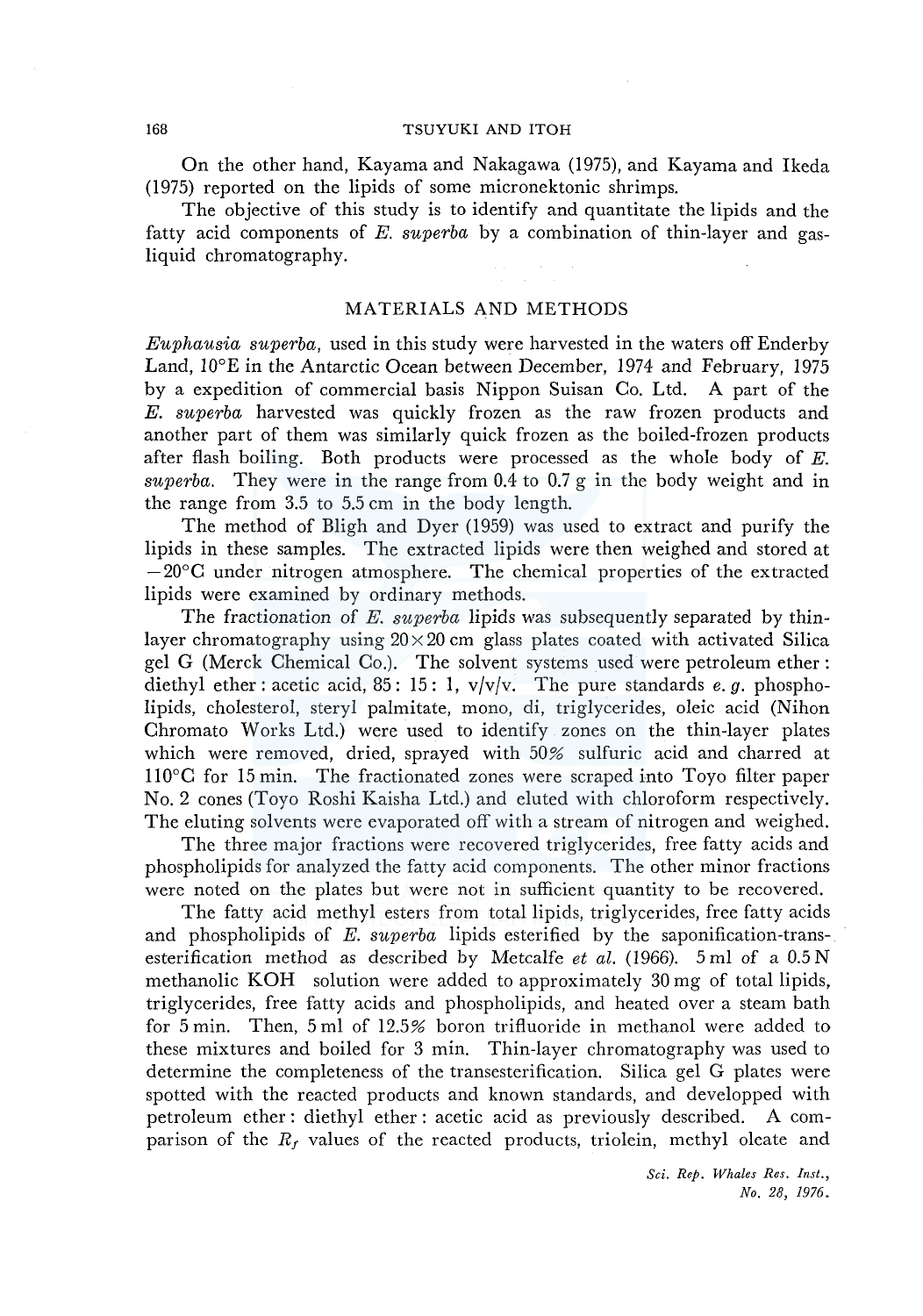On the other hand, Kayama and Nakagawa (1975), and Kayama and Ikeda (1975) reported on the lipids of some micronektonic shrimps.

The objective of this study is to identify and quantitate the lipids and the fatty acid components of *E. superba* by a combination of thin-layer and gas-liquid chromatography.

## MATERIALS AND METHODS

*Euphausia superba*, used in this study were harvested in the waters off Enderby Land, 10°E in the Antarctic Ocean between December, 1974 and February, 1975 by a expedition of commercial basis Nippon Suisan Co. Ltd. A part of the *E. superba* harvested was quickly frozen as the raw frozen products and another part of them was similarly quick frozen as the boiled-frozen products after flash boiling. Both products were processed as the whole body of *E. superba*. They were in the range from 0.4 to 0.7 g in the body weight and in the range from 3.5 to 5.5 cm in the body length.

The method of Bligh and Dyer (1959) was used to extract and purify the lipids in these samples. The extracted lipids were then weighed and stored at −20°C under nitrogen atmosphere. The chemical properties of the extracted lipids were examined by ordinary methods.

The fractionation of *E. superba* lipids was subsequently separated by thin-layer chromatography using 20×20 cm glass plates coated with activated Silica gel G (Merck Chemical Co.). The solvent systems used were petroleum ether : diethyl ether : acetic acid, 85 : 15 : 1, v/v/v. The pure standards *e. g.* phospholipids, cholesterol, steryl palmitate, mono, di, triglycerides, oleic acid (Nihon Chromato Works Ltd.) were used to identify zones on the thin-layer plates which were removed, dried, sprayed with 50% sulfuric acid and charred at 110°C for 15 min. The fractionated zones were scraped into Toyo filter paper No. 2 cones (Toyo Roshi Kaisha Ltd.) and eluted with chloroform respectively. The eluting solvents were evaporated off with a stream of nitrogen and weighed.

The three major fractions were recovered triglycerides, free fatty acids and phospholipids for analyzed the fatty acid components. The other minor fractions were noted on the plates but were not in sufficient quantity to be recovered.

The fatty acid methyl esters from total lipids, triglycerides, free fatty acids and phospholipids of *E. superba* lipids esterified by the saponification-trans-esterification method as described by Metcalfe *et al.* (1966). 5 ml of a 0.5 N methanolic KOH solution were added to approximately 30 mg of total lipids, triglycerides, free fatty acids and phospholipids, and heated over a steam bath for 5 min. Then, 5 ml of 12.5% boron trifluoride in methanol were added to these mixtures and boiled for 3 min. Thin-layer chromatography was used to determine the completeness of the transesterification. Silica gel G plates were spotted with the reacted products and known standards, and developped with petroleum ether : diethyl ether : acetic acid as previously described. A comparison of the $R_f$ values of the reacted products, triolein, methyl oleate and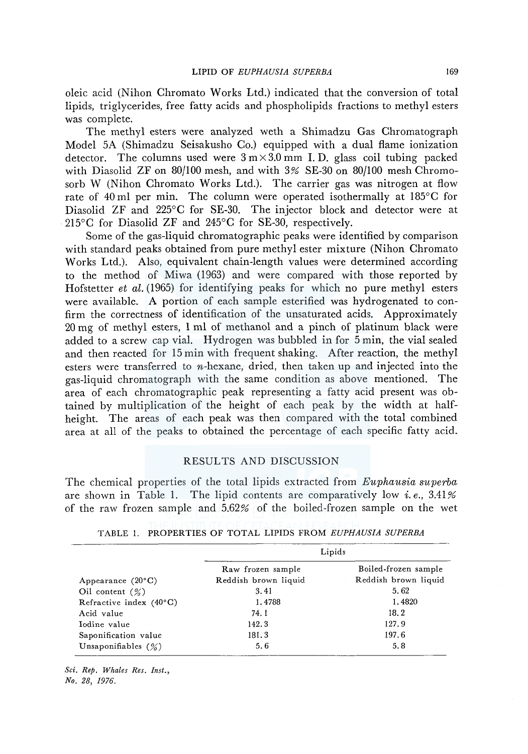oleic acid (Nihon Chromato Works Ltd.) indicated that the conversion of total lipids, triglycerides, free fatty acids and phospholipids fractions to methyl esters was complete.

The methyl esters were analyzed weth a Shimadzu Gas Chromatograph Model 5A (Shimadzu Seisakusho Co.) equipped with a dual flame ionization detector. The columns used were 3 m × 3.0 mm I. D. glass coil tubing packed with Diasolid ZF on 80/100 mesh, and with 3% SE-30 on 80/100 mesh Chromosorb W (Nihon Chromato Works Ltd.). The carrier gas was nitrogen at flow rate of 40 ml per min. The column were operated isothermally at 185°C for Diasolid ZF and 225°C for SE-30. The injector block and detector were at 215°C for Diasolid ZF and 245°C for SE-30, respectively.

Some of the gas-liquid chromatographic peaks were identified by comparison with standard peaks obtained from pure methyl ester mixture (Nihon Chromato Works Ltd.). Also, equivalent chain-length values were determined according to the method of Miwa (1963) and were compared with those reported by Hofstetter *et al.* (1965) for identifying peaks for which no pure methyl esters were available. A portion of each sample esterified was hydrogenated to confirm the correctness of identification of the unsaturated acids. Approximately 20 mg of methyl esters, 1 ml of methanol and a pinch of platinum black were added to a screw cap vial. Hydrogen was bubbled in for 5 min, the vial sealed and then reacted for 15 min with frequent shaking. After reaction, the methyl esters were transferred to *n*-hexane, dried, then taken up and injected into the gas-liquid chromatograph with the same condition as above mentioned. The area of each chromatographic peak representing a fatty acid present was obtained by multiplication of the height of each peak by the width at half-height. The areas of each peak was then compared with the total combined area at all of the peaks to obtained the percentage of each specific fatty acid.

## RESULTS AND DISCUSSION

The chemical properties of the total lipids extracted from *Euphausia superba* are shown in Table 1. The lipid contents are comparatively low *i. e.*, 3.41% of the raw frozen sample and 5.62% of the boiled-frozen sample on the wet

TABLE 1. PROPERTIES OF TOTAL LIPIDS FROM *EUPHAUSIA SUPERBA*

| | Lipids | |
|---|---|---|
| | Raw frozen sample | Boiled-frozen sample |
| Appearance (20°C) | Reddish brown liquid | Reddish brown liquid |
| Oil content (%) | 3.41 | 5.62 |
| Refractive index (40°C) | 1.4788 | 1.4820 |
| Acid value | 74.1 | 18.2 |
| Iodine value | 142.3 | 127.9 |
| Saponification value | 181.3 | 197.6 |
| Unsaponifiables (%) | 5.6 | 5.8 |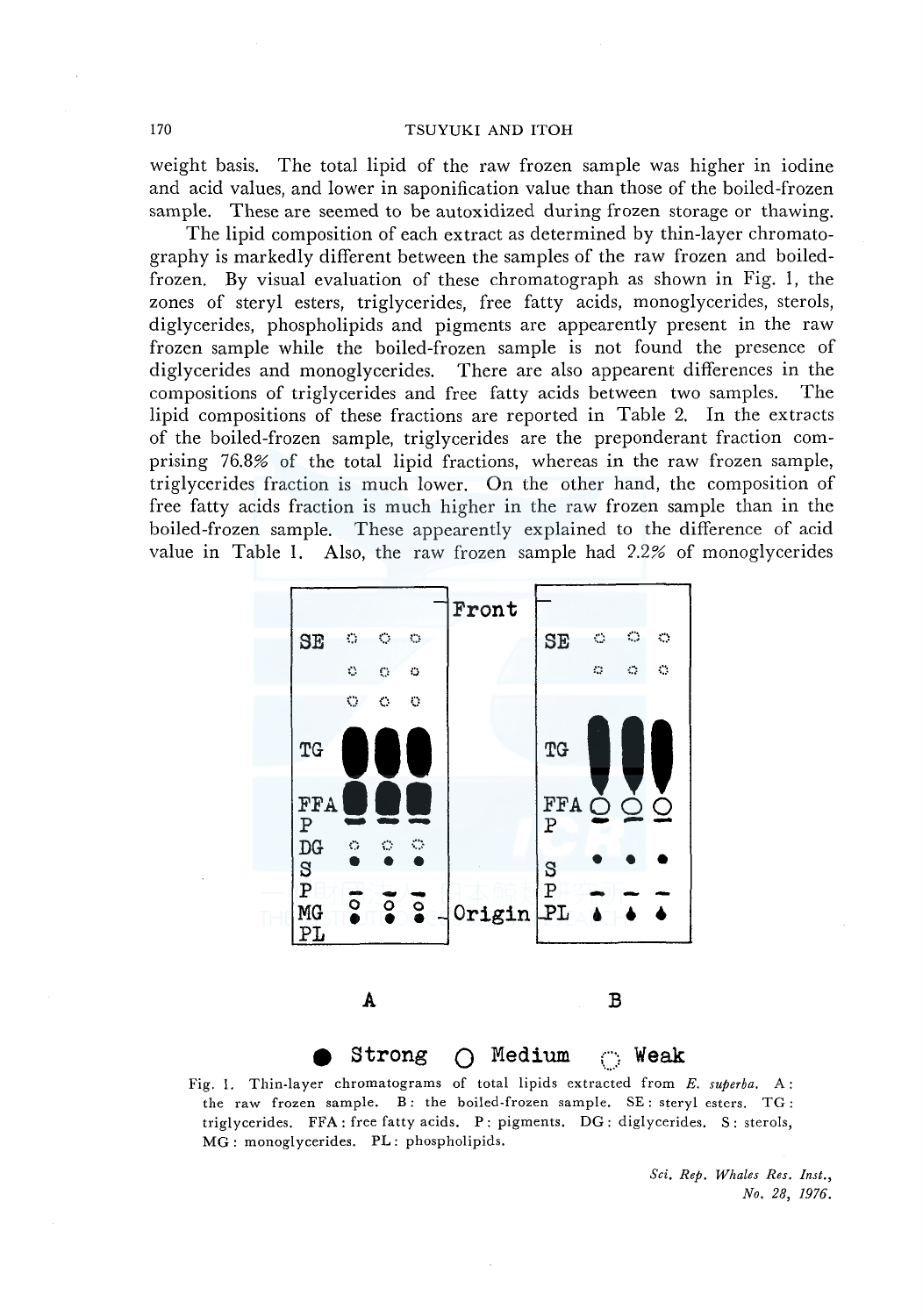weight basis. The total lipid of the raw frozen sample was higher in iodine and acid values, and lower in saponification value than those of the boiled-frozen sample. These are seemed to be autoxidized during frozen storage or thawing.

The lipid composition of each extract as determined by thin-layer chromatography is markedly different between the samples of the raw frozen and boiled-frozen. By visual evaluation of these chromatograph as shown in Fig. 1, the zones of steryl esters, triglycerides, free fatty acids, monoglycerides, sterols, diglycerides, phospholipids and pigments are appearently present in the raw frozen sample while the boiled-frozen sample is not found the presence of diglycerides and monoglycerides. There are also appearent differences in the compositions of triglycerides and free fatty acids between two samples. The lipid compositions of these fractions are reported in Table 2. In the extracts of the boiled-frozen sample, triglycerides are the preponderant fraction comprising 76.8% of the total lipid fractions, whereas in the raw frozen sample, triglycerides fraction is much lower. On the other hand, the composition of free fatty acids fraction is much higher in the raw frozen sample than in the boiled-frozen sample. These appearently explained to the difference of acid value in Table 1. Also, the raw frozen sample had 2.2% of monoglycerides

● Strong ○ Medium ◌ Weak

Fig. 1. Thin-layer chromatograms of total lipids extracted from *E. superba*. A: the raw frozen sample. B: the boiled-frozen sample. SE: steryl esters. TG: triglycerides. FFA: free fatty acids. P: pigments. DG: diglycerides. S: sterols, MG: monoglycerides. PL: phospholipids.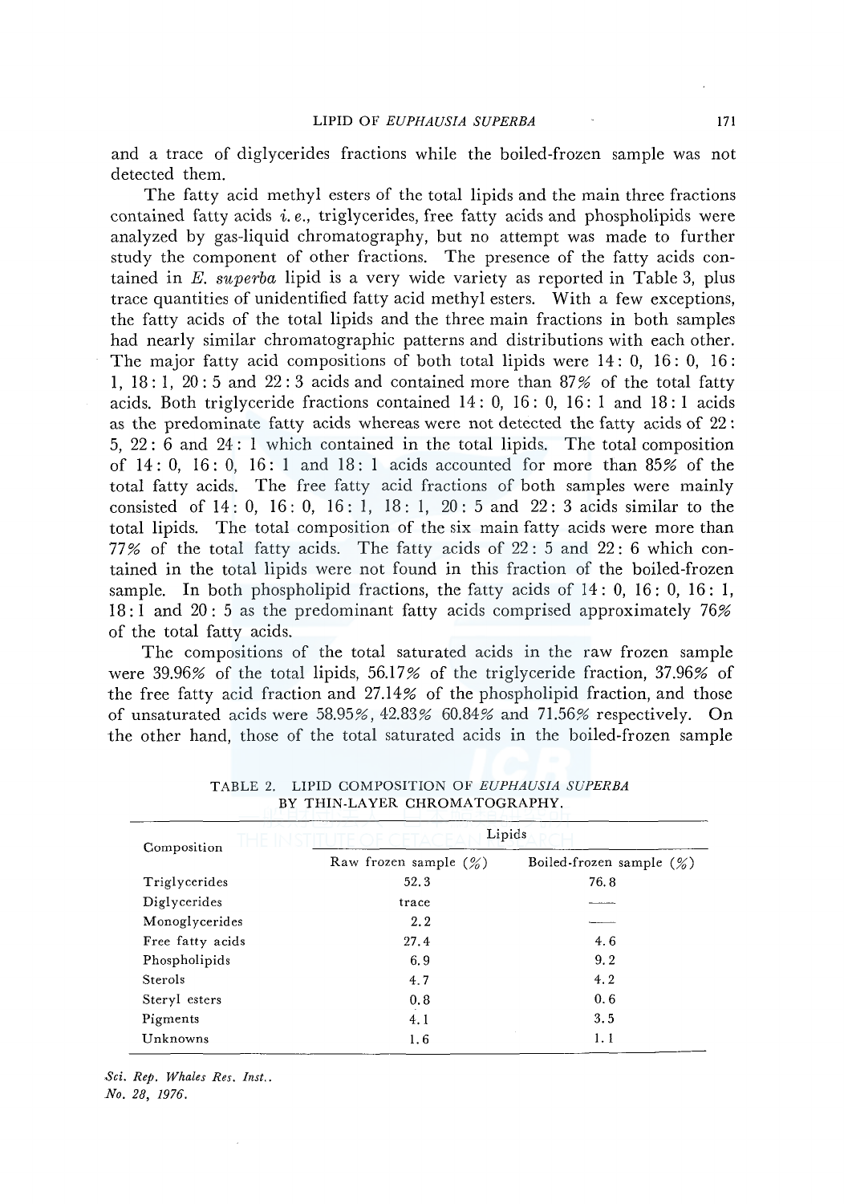and a trace of diglycerides fractions while the boiled-frozen sample was not detected them.

The fatty acid methyl esters of the total lipids and the main three fractions contained fatty acids *i. e.*, triglycerides, free fatty acids and phospholipids were analyzed by gas-liquid chromatography, but no attempt was made to further study the component of other fractions. The presence of the fatty acids contained in *E. superba* lipid is a very wide variety as reported in Table 3, plus trace quantities of unidentified fatty acid methyl esters. With a few exceptions, the fatty acids of the total lipids and the three main fractions in both samples had nearly similar chromatographic patterns and distributions with each other. The major fatty acid compositions of both total lipids were 14: 0, 16: 0, 16: 1, 18: 1, 20: 5 and 22: 3 acids and contained more than 87% of the total fatty acids. Both triglyceride fractions contained 14: 0, 16: 0, 16: 1 and 18: 1 acids as the predominate fatty acids whereas were not detected the fatty acids of 22: 5, 22: 6 and 24: 1 which contained in the total lipids. The total composition of 14: 0, 16: 0, 16: 1 and 18: 1 acids accounted for more than 85% of the total fatty acids. The free fatty acid fractions of both samples were mainly consisted of 14: 0, 16: 0, 16: 1, 18: 1, 20: 5 and 22: 3 acids similar to the total lipids. The total composition of the six main fatty acids were more than 77% of the total fatty acids. The fatty acids of 22: 5 and 22: 6 which contained in the total lipids were not found in this fraction of the boiled-frozen sample. In both phospholipid fractions, the fatty acids of 14: 0, 16: 0, 16: 1, 18: 1 and 20: 5 as the predominant fatty acids comprised approximately 76% of the total fatty acids.

The compositions of the total saturated acids in the raw frozen sample were 39.96% of the total lipids, 56.17% of the triglyceride fraction, 37.96% of the free fatty acid fraction and 27.14% of the phospholipid fraction, and those of unsaturated acids were 58.95%, 42.83% 60.84% and 71.56% respectively. On the other hand, those of the total saturated acids in the boiled-frozen sample

TABLE 2. LIPID COMPOSITION OF *EUPHAUSIA SUPERBA* BY THIN-LAYER CHROMATOGRAPHY.

| Composition | Lipids | |
|---|---|---|
| | Raw frozen sample (%) | Boiled-frozen sample (%) |
| Triglycerides | 52.3 | 76.8 |
| Diglycerides | trace | — |
| Monoglycerides | 2.2 | — |
| Free fatty acids | 27.4 | 4.6 |
| Phospholipids | 6.9 | 9.2 |
| Sterols | 4.7 | 4.2 |
| Steryl esters | 0.8 | 0.6 |
| Pigments | 4.1 | 3.5 |
| Unknowns | 1.6 | 1.1 |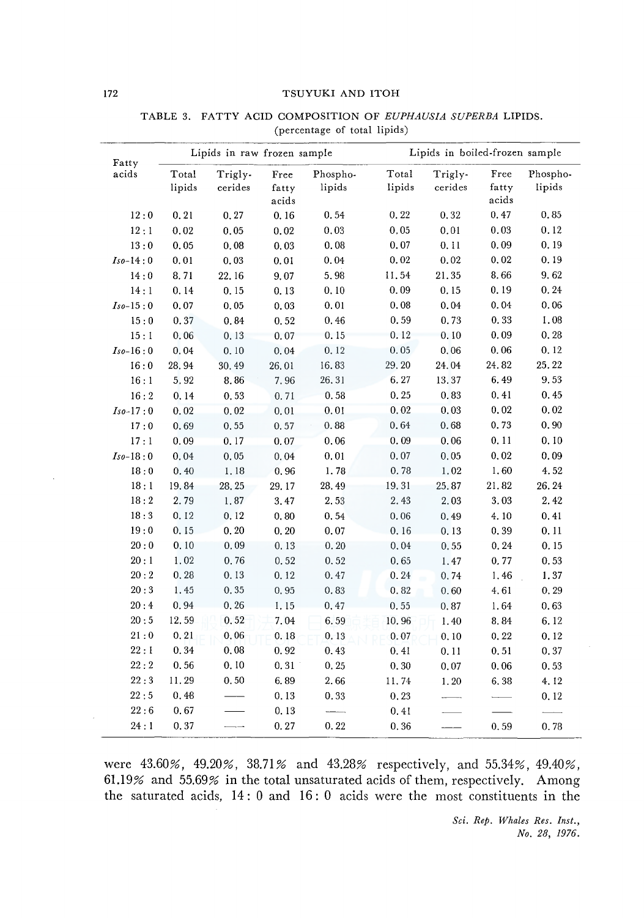TABLE 3. FATTY ACID COMPOSITION OF *EUPHAUSIA SUPERBA* LIPIDS.
(percentage of total lipids)

| Fatty acids | Lipids in raw frozen sample | | | | Lipids in boiled-frozen sample | | | |
|---|---|---|---|---|---|---|---|---|
| | Total lipids | Trigly-cerides | Free fatty acids | Phospho-lipids | Total lipids | Trigly-cerides | Free fatty acids | Phospho-lipids |
| 12:0 | 0.21 | 0.27 | 0.16 | 0.54 | 0.22 | 0.32 | 0.47 | 0.85 |
| 12:1 | 0.02 | 0.05 | 0.02 | 0.03 | 0.05 | 0.01 | 0.03 | 0.12 |
| 13:0 | 0.05 | 0.08 | 0.03 | 0.08 | 0.07 | 0.11 | 0.09 | 0.19 |
| *Iso*-14:0 | 0.01 | 0.03 | 0.01 | 0.04 | 0.02 | 0.02 | 0.02 | 0.19 |
| 14:0 | 8.71 | 22.16 | 9.07 | 5.98 | 11.54 | 21.35 | 8.66 | 9.62 |
| 14:1 | 0.14 | 0.15 | 0.13 | 0.10 | 0.09 | 0.15 | 0.19 | 0.24 |
| *Iso*-15:0 | 0.07 | 0.05 | 0.03 | 0.01 | 0.08 | 0.04 | 0.04 | 0.06 |
| 15:0 | 0.37 | 0.84 | 0.52 | 0.46 | 0.59 | 0.73 | 0.33 | 1.08 |
| 15:1 | 0.06 | 0.13 | 0.07 | 0.15 | 0.12 | 0.10 | 0.09 | 0.28 |
| *Iso*-16:0 | 0.04 | 0.10 | 0.04 | 0.12 | 0.05 | 0.06 | 0.06 | 0.12 |
| 16:0 | 28.94 | 30.49 | 26.01 | 16.83 | 29.20 | 24.04 | 24.82 | 25.22 |
| 16:1 | 5.92 | 8.86 | 7.96 | 26.31 | 6.27 | 13.37 | 6.49 | 9.53 |
| 16:2 | 0.14 | 0.53 | 0.71 | 0.58 | 0.25 | 0.83 | 0.41 | 0.45 |
| *Iso*-17:0 | 0.02 | 0.02 | 0.01 | 0.01 | 0.02 | 0.03 | 0.02 | 0.02 |
| 17:0 | 0.69 | 0.55 | 0.57 | 0.88 | 0.64 | 0.68 | 0.73 | 0.90 |
| 17:1 | 0.09 | 0.17 | 0.07 | 0.06 | 0.09 | 0.06 | 0.11 | 0.10 |
| *Iso*-18:0 | 0.04 | 0.05 | 0.04 | 0.01 | 0.07 | 0.05 | 0.02 | 0.09 |
| 18:0 | 0.40 | 1.18 | 0.96 | 1.78 | 0.78 | 1.02 | 1.60 | 4.52 |
| 18:1 | 19.84 | 28.25 | 29.17 | 28.49 | 19.31 | 25.87 | 21.82 | 26.24 |
| 18:2 | 2.79 | 1.87 | 3.47 | 2.53 | 2.43 | 2.03 | 3.03 | 2.42 |
| 18:3 | 0.12 | 0.12 | 0.80 | 0.54 | 0.06 | 0.49 | 4.10 | 0.41 |
| 19:0 | 0.15 | 0.20 | 0.20 | 0.07 | 0.16 | 0.13 | 0.39 | 0.11 |
| 20:0 | 0.10 | 0.09 | 0.13 | 0.20 | 0.04 | 0.55 | 0.24 | 0.15 |
| 20:1 | 1.02 | 0.76 | 0.52 | 0.52 | 0.65 | 1.47 | 0.77 | 0.53 |
| 20:2 | 0.28 | 0.13 | 0.12 | 0.47 | 0.24 | 0.74 | 1.46 | 1.37 |
| 20:3 | 1.45 | 0.35 | 0.95 | 0.83 | 0.82 | 0.60 | 4.61 | 0.29 |
| 20:4 | 0.94 | 0.26 | 1.15 | 0.47 | 0.55 | 0.87 | 1.64 | 0.63 |
| 20:5 | 12.59 | 0.52 | 7.04 | 6.59 | 10.96 | 1.40 | 8.84 | 6.12 |
| 21:0 | 0.21 | 0.06 | 0.18 | 0.13 | 0.07 | 0.10 | 0.22 | 0.12 |
| 22:1 | 0.34 | 0.08 | 0.92 | 0.43 | 0.41 | 0.11 | 0.51 | 0.37 |
| 22:2 | 0.56 | 0.10 | 0.31 | 0.25 | 0.30 | 0.07 | 0.06 | 0.53 |
| 22:3 | 11.29 | 0.50 | 6.89 | 2.66 | 11.74 | 1.20 | 6.38 | 4.12 |
| 22:5 | 0.48 | — | 0.13 | 0.33 | 0.23 | — | — | 0.12 |
| 22:6 | 0.67 | — | 0.13 | — | 0.41 | — | — | — |
| 24:1 | 0.37 | — | 0.27 | 0.22 | 0.36 | — | 0.59 | 0.78 |

were 43.60%, 49.20%, 38.71% and 43.28% respectively, and 55.34%, 49.40%, 61.19% and 55.69% in the total unsaturated acids of them, respectively. Among the saturated acids, 14: 0 and 16: 0 acids were the most constituents in the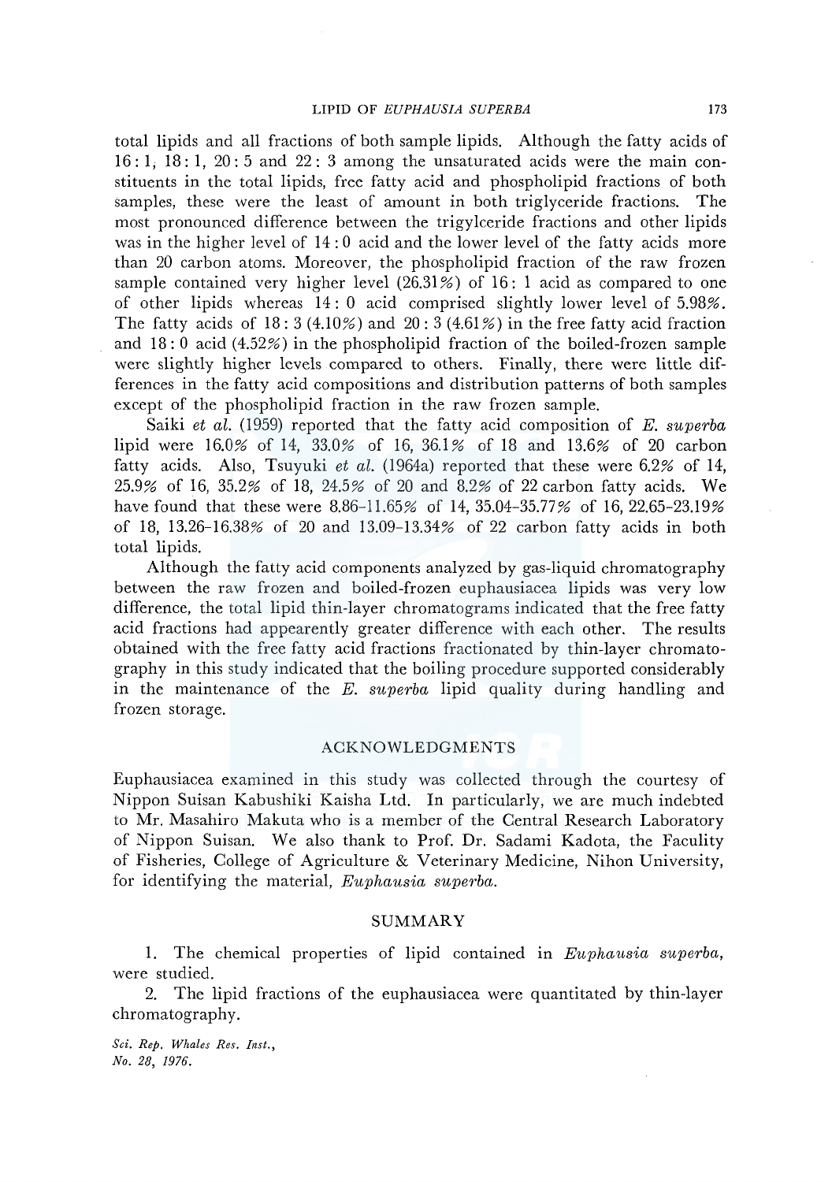total lipids and all fractions of both sample lipids. Although the fatty acids of 16 : 1, 18 : 1, 20 : 5 and 22 : 3 among the unsaturated acids were the main constituents in the total lipids, free fatty acid and phospholipid fractions of both samples, these were the least of amount in both triglyceride fractions. The most pronounced difference between the trigylceride fractions and other lipids was in the higher level of 14 : 0 acid and the lower level of the fatty acids more than 20 carbon atoms. Moreover, the phospholipid fraction of the raw frozen sample contained very higher level (26.31%) of 16 : 1 acid as compared to one of other lipids whereas 14 : 0 acid comprised slightly lower level of 5.98%. The fatty acids of 18 : 3 (4.10%) and 20 : 3 (4.61%) in the free fatty acid fraction and 18 : 0 acid (4.52%) in the phospholipid fraction of the boiled-frozen sample were slightly higher levels compared to others. Finally, there were little differences in the fatty acid compositions and distribution patterns of both samples except of the phospholipid fraction in the raw frozen sample.

Saiki *et al.* (1959) reported that the fatty acid composition of *E. superba* lipid were 16.0% of 14, 33.0% of 16, 36.1% of 18 and 13.6% of 20 carbon fatty acids. Also, Tsuyuki *et al.* (1964a) reported that these were 6.2% of 14, 25.9% of 16, 35.2% of 18, 24.5% of 20 and 8.2% of 22 carbon fatty acids. We have found that these were 8.86–11.65% of 14, 35.04–35.77% of 16, 22.65–23.19% of 18, 13.26–16.38% of 20 and 13.09–13.34% of 22 carbon fatty acids in both total lipids.

Although the fatty acid components analyzed by gas-liquid chromatography between the raw frozen and boiled-frozen euphausiacea lipids was very low difference, the total lipid thin-layer chromatograms indicated that the free fatty acid fractions had appearently greater difference with each other. The results obtained with the free fatty acid fractions fractionated by thin-layer chromatography in this study indicated that the boiling procedure supported considerably in the maintenance of the *E. superba* lipid quality during handling and frozen storage.

## ACKNOWLEDGMENTS

Euphausiacea examined in this study was collected through the courtesy of Nippon Suisan Kabushiki Kaisha Ltd. In particularly, we are much indebted to Mr. Masahiro Makuta who is a member of the Central Research Laboratory of Nippon Suisan. We also thank to Prof. Dr. Sadami Kadota, the Faculty of Fisheries, College of Agriculture & Veterinary Medicine, Nihon University, for identifying the material, *Euphausia superba*.

## SUMMARY

1. The chemical properties of lipid contained in *Euphausia superba*, were studied.

2. The lipid fractions of the euphausiacea were quantitated by thin-layer chromatography.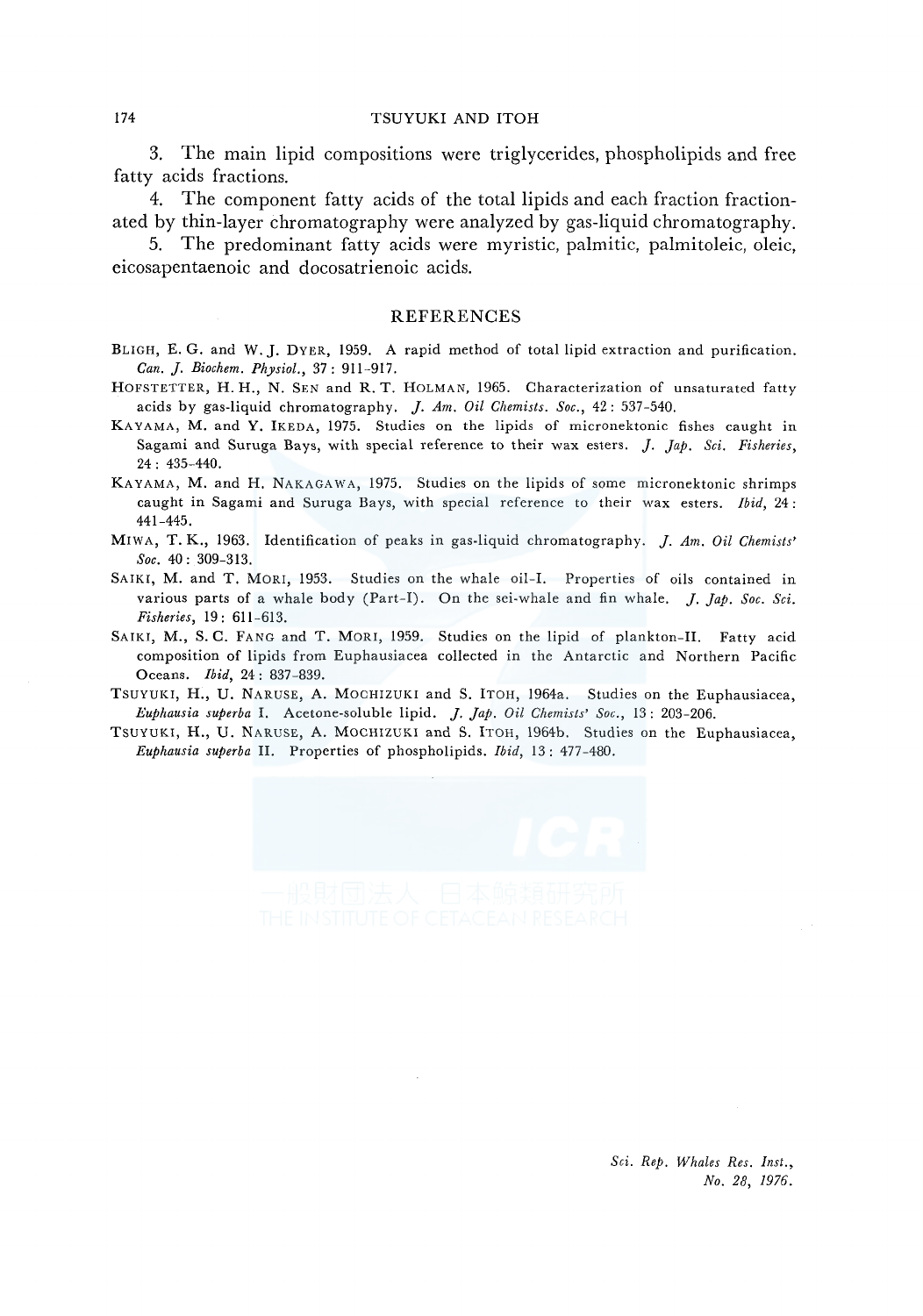3. The main lipid compositions were triglycerides, phospholipids and free fatty acids fractions.

4. The component fatty acids of the total lipids and each fraction fractionated by thin-layer chromatography were analyzed by gas-liquid chromatography.

5. The predominant fatty acids were myristic, palmitic, palmitoleic, oleic, eicosapentaenoic and docosatrienoic acids.

## REFERENCES

BLIGH, E. G. and W. J. DYER, 1959. A rapid method of total lipid extraction and purification. *Can. J. Biochem. Physiol.*, 37: 911–917.

HOFSTETTER, H. H., N. SEN and R. T. HOLMAN, 1965. Characterization of unsaturated fatty acids by gas-liquid chromatography. *J. Am. Oil Chemists. Soc.*, 42: 537–540.

KAYAMA, M. and Y. IKEDA, 1975. Studies on the lipids of micronektonic fishes caught in Sagami and Suruga Bays, with special reference to their wax esters. *J. Jap. Sci. Fisheries*, 24: 435–440.

KAYAMA, M. and H. NAKAGAWA, 1975. Studies on the lipids of some micronektonic shrimps caught in Sagami and Suruga Bays, with special reference to their wax esters. *Ibid*, 24: 441–445.

MIWA, T. K., 1963. Identification of peaks in gas-liquid chromatography. *J. Am. Oil Chemists' Soc.* 40: 309–313.

SAIKI, M. and T. MORI, 1953. Studies on the whale oil-I. Properties of oils contained in various parts of a whale body (Part-I). On the sei-whale and fin whale. *J. Jap. Soc. Sci. Fisheries*, 19: 611–613.

SAIKI, M., S. C. FANG and T. MORI, 1959. Studies on the lipid of plankton-II. Fatty acid composition of lipids from Euphausiacea collected in the Antarctic and Northern Pacific Oceans. *Ibid*, 24: 837–839.

TSUYUKI, H., U. NARUSE, A. MOCHIZUKI and S. ITOH, 1964a. Studies on the Euphausiacea, *Euphausia superba* I. Acetone-soluble lipid. *J. Jap. Oil Chemists' Soc.*, 13: 203–206.

TSUYUKI, H., U. NARUSE, A. MOCHIZUKI and S. ITOH, 1964b. Studies on the Euphausiacea, *Euphausia superba* II. Properties of phospholipids. *Ibid*, 13: 477–480.